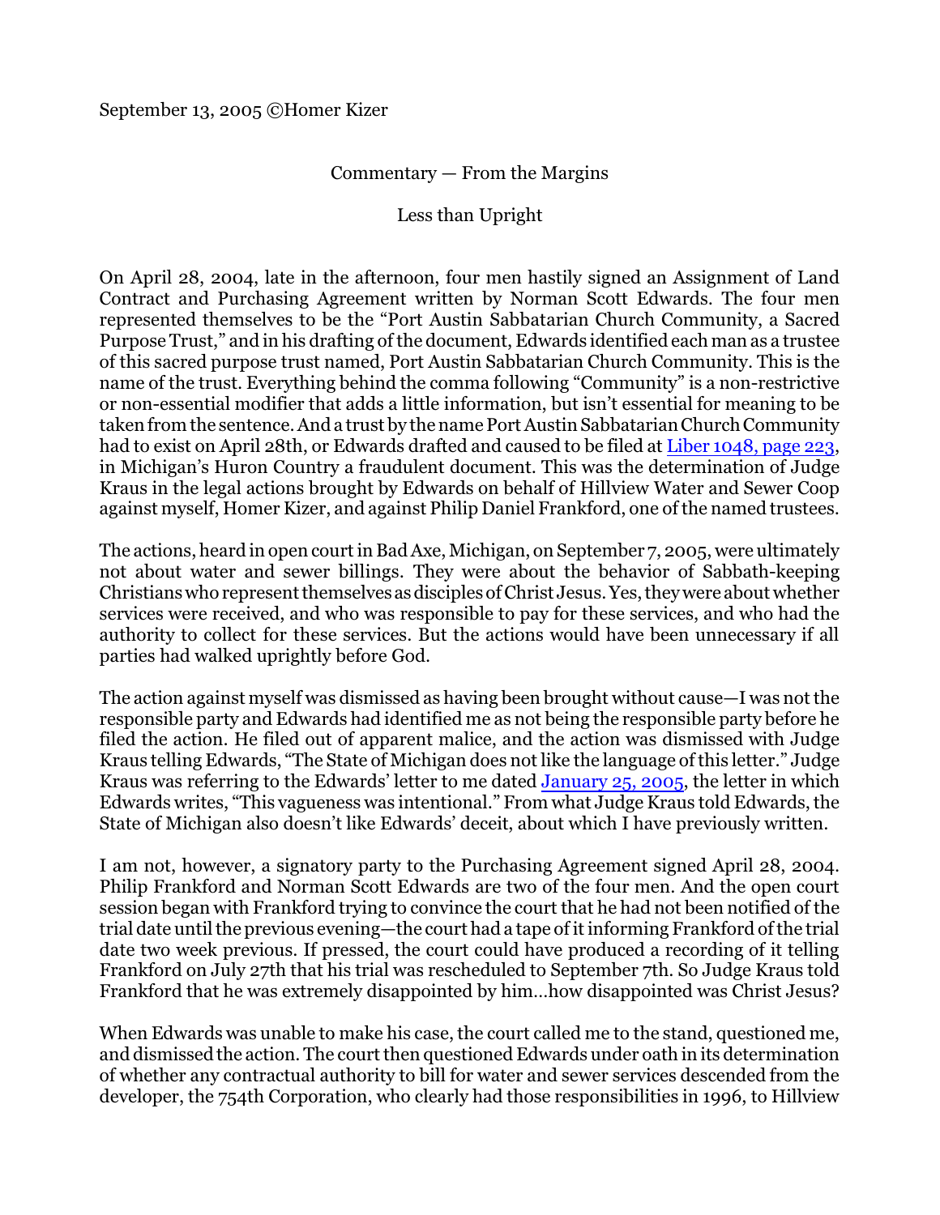September 13, 2005 ©Homer Kizer

Commentary — From the Margins

Less than Upright

On April 28, 2004, late in the afternoon, four men hastily signed an Assignment of Land Contract and Purchasing Agreement written by Norman Scott Edwards. The four men represented themselves to be the "Port Austin Sabbatarian Church Community, a Sacred Purpose Trust," and in his drafting of the document, Edwards identified each man as a trustee of this sacred purpose trust named, Port Austin Sabbatarian Church Community. This is the name of the trust. Everything behind the comma following "Community" is a non-restrictive or non-essential modifier that adds a little information, but isn't essential for meaning to be taken from the sentence. And a trust by the name Port Austin Sabbatarian Church Community had to exist on April 28th, or Edwards drafted and caused to be filed at [Liber 1048, page 223](), in Michigan's Huron Country a fraudulent document. This was the determination of Judge Kraus in the legal actions brought by Edwards on behalf of Hillview Water and Sewer Coop against myself, Homer Kizer, and against Philip Daniel Frankford, one of the named trustees.

The actions, heard in open court in Bad Axe, Michigan, on September 7, 2005, were ultimately not about water and sewer billings. They were about the behavior of Sabbath-keeping Christians who represent themselves as disciples of Christ Jesus. Yes, they were about whether services were received, and who was responsible to pay for these services, and who had the authority to collect for these services. But the actions would have been unnecessary if all parties had walked uprightly before God.

The action against myself was dismissed as having been brought without cause—I was not the responsible party and Edwards had identified me as not being the responsible party before he filed the action. He filed out of apparent malice, and the action was dismissed with Judge Kraus telling Edwards, "The State of Michigan does not like the language of this letter." Judge Kraus was referring to the Edwards' letter to me dated [January 25, 2005](), the letter in which Edwards writes, "This vagueness was intentional." From what Judge Kraus told Edwards, the State of Michigan also doesn't like Edwards' deceit, about which I have previously written.

I am not, however, a signatory party to the Purchasing Agreement signed April 28, 2004. Philip Frankford and Norman Scott Edwards are two of the four men. And the open court session began with Frankford trying to convince the court that he had not been notified of the trial date until the previous evening—the court had a tape of it informing Frankford of the trial date two week previous. If pressed, the court could have produced a recording of it telling Frankford on July 27th that his trial was rescheduled to September 7th. So Judge Kraus told Frankford that he was extremely disappointed by him…how disappointed was Christ Jesus?

When Edwards was unable to make his case, the court called me to the stand, questioned me, and dismissed the action. The court then questioned Edwards under oath in its determination of whether any contractual authority to bill for water and sewer services descended from the developer, the 754th Corporation, who clearly had those responsibilities in 1996, to Hillview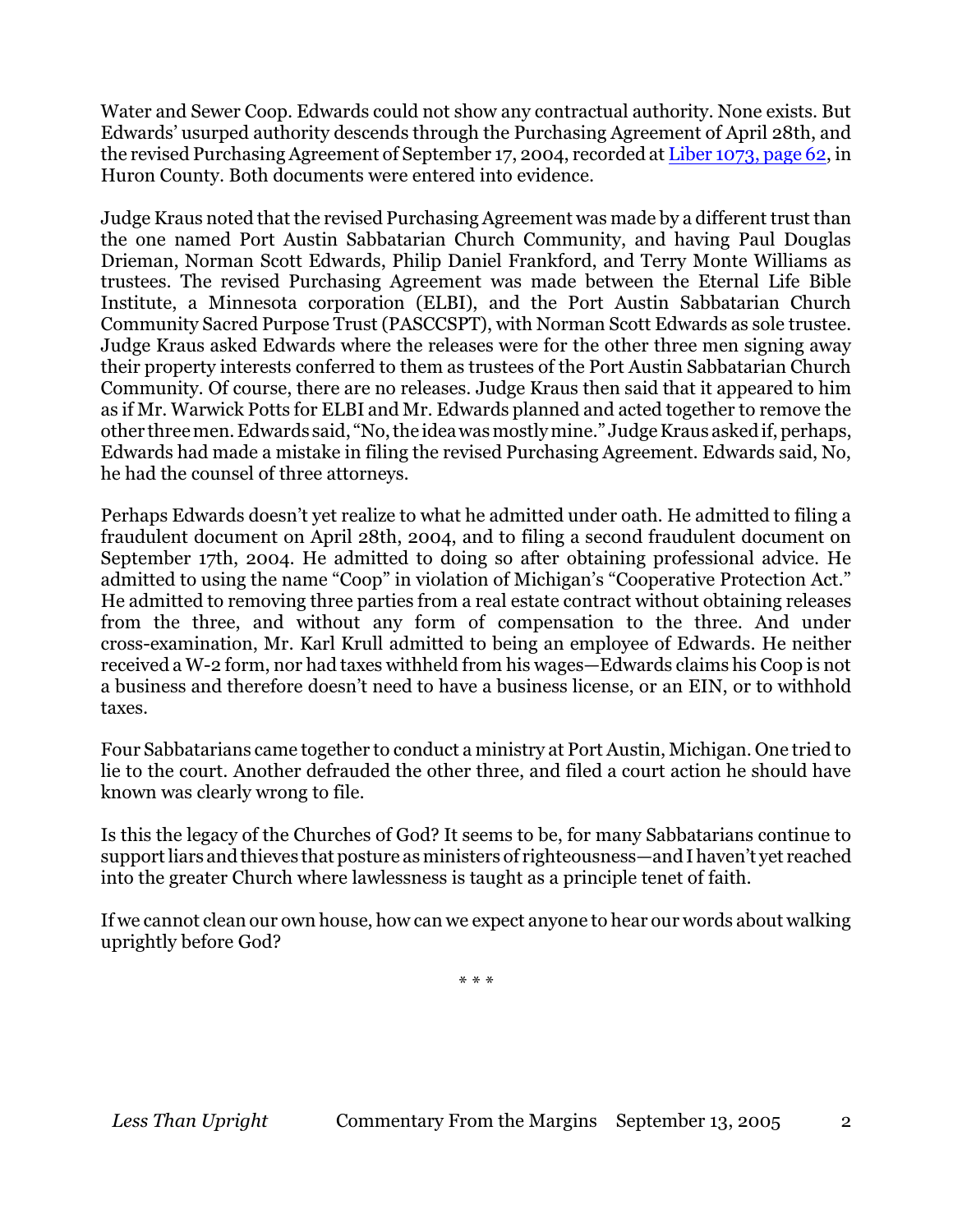Water and Sewer Coop. Edwards could not show any contractual authority. None exists. But Edwards' usurped authority descends through the Purchasing Agreement of April 28th, and the revised Purchasing Agreement of September 17, 2004, recorded at Liber 1073, page 62, in Huron County. Both documents were entered into evidence.

Judge Kraus noted that the revised Purchasing Agreement was made by a different trust than the one named Port Austin Sabbatarian Church Community, and having Paul Douglas Drieman, Norman Scott Edwards, Philip Daniel Frankford, and Terry Monte Williams as trustees. The revised Purchasing Agreement was made between the Eternal Life Bible Institute, a Minnesota corporation (ELBI), and the Port Austin Sabbatarian Church Community Sacred Purpose Trust (PASCCSPT), with Norman Scott Edwards as sole trustee. Judge Kraus asked Edwards where the releases were for the other three men signing away their property interests conferred to them as trustees of the Port Austin Sabbatarian Church Community. Of course, there are no releases. Judge Kraus then said that it appeared to him as if Mr. Warwick Potts for ELBI and Mr. Edwards planned and acted together to remove the other three men. Edwards said, "No, the idea was mostly mine." Judge Kraus asked if, perhaps, Edwards had made a mistake in filing the revised Purchasing Agreement. Edwards said, No, he had the counsel of three attorneys.

Perhaps Edwards doesn't yet realize to what he admitted under oath. He admitted to filing a fraudulent document on April 28th, 2004, and to filing a second fraudulent document on September 17th, 2004. He admitted to doing so after obtaining professional advice. He admitted to using the name "Coop" in violation of Michigan's "Cooperative Protection Act." He admitted to removing three parties from a real estate contract without obtaining releases from the three, and without any form of compensation to the three. And under cross-examination, Mr. Karl Krull admitted to being an employee of Edwards. He neither received a W-2 form, nor had taxes withheld from his wages—Edwards claims his Coop is not a business and therefore doesn't need to have a business license, or an EIN, or to withhold taxes.

Four Sabbatarians came together to conduct a ministry at Port Austin, Michigan. One tried to lie to the court. Another defrauded the other three, and filed a court action he should have known was clearly wrong to file.

Is this the legacy of the Churches of God? It seems to be, for many Sabbatarians continue to support liars and thieves that posture as ministers of righteousness—and I haven't yet reached into the greater Church where lawlessness is taught as a principle tenet of faith.

If we cannot clean our own house, how can we expect anyone to hear our words about walking uprightly before God?

\* \* \*